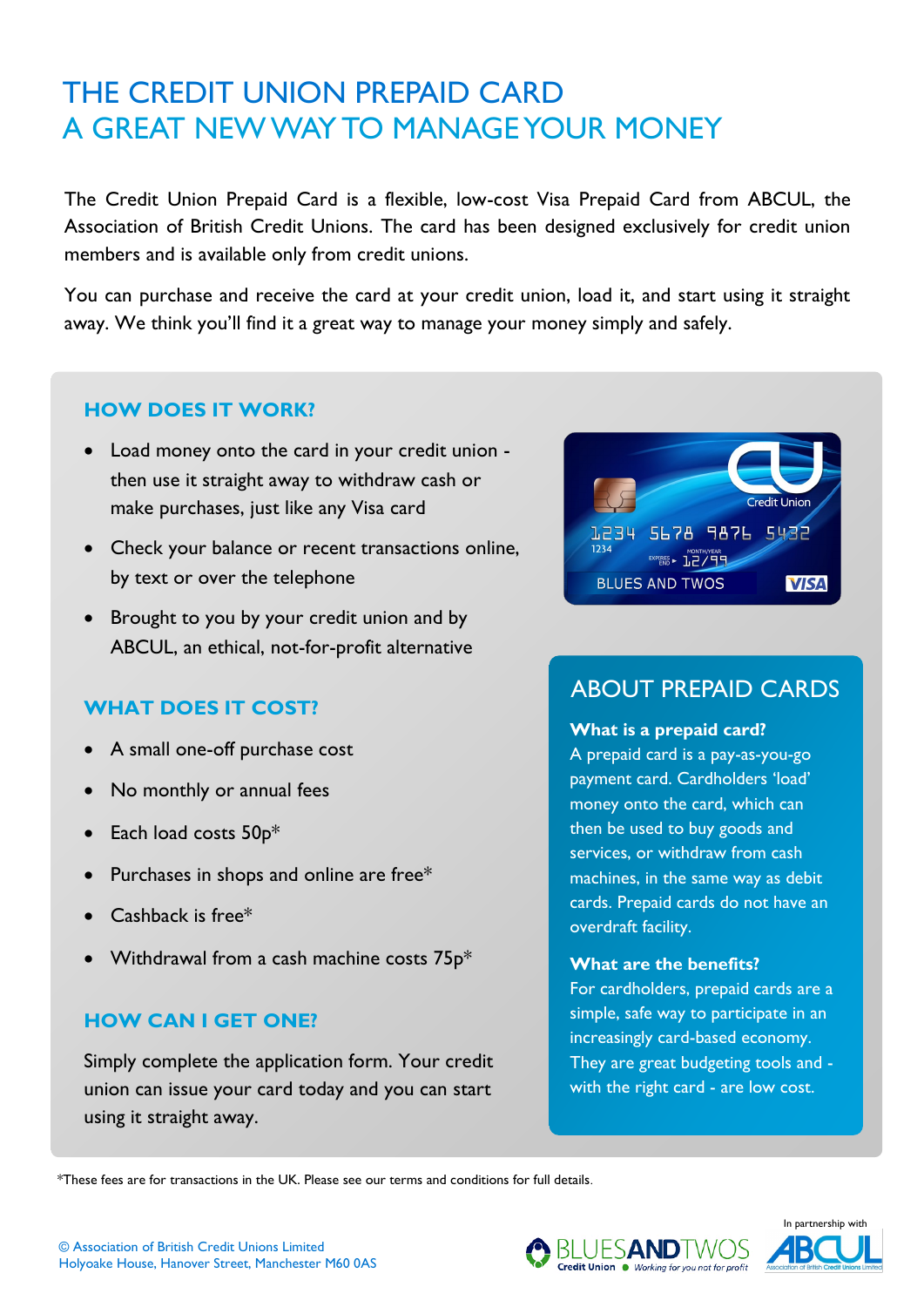# THE CREDIT UNION PREPAID CARD
# A GREAT NEW WAY TO MANAGE YOUR MONEY

The Credit Union Prepaid Card is a flexible, low-cost Visa Prepaid Card from ABCUL, the Association of British Credit Unions. The card has been designed exclusively for credit union members and is available only from credit unions.

You can purchase and receive the card at your credit union, load it, and start using it straight away. We think you'll find it a great way to manage your money simply and safely.

## HOW DOES IT WORK?

- Load money onto the card in your credit union - then use it straight away to withdraw cash or make purchases, just like any Visa card
- Check your balance or recent transactions online, by text or over the telephone
- Brought to you by your credit union and by ABCUL, an ethical, not-for-profit alternative

## WHAT DOES IT COST?

- A small one-off purchase cost
- No monthly or annual fees
- Each load costs 50p*
- Purchases in shops and online are free*
- Cashback is free*
- Withdrawal from a cash machine costs 75p*

## HOW CAN I GET ONE?

Simply complete the application form. Your credit union can issue your card today and you can start using it straight away.

## ABOUT PREPAID CARDS

**What is a prepaid card?**
A prepaid card is a pay-as-you-go payment card. Cardholders 'load' money onto the card, which can then be used to buy goods and services, or withdraw from cash machines, in the same way as debit cards. Prepaid cards do not have an overdraft facility.

**What are the benefits?**
For cardholders, prepaid cards are a simple, safe way to participate in an increasingly card-based economy. They are great budgeting tools and - with the right card - are low cost.

*These fees are for transactions in the UK. Please see our terms and conditions for full details.

© Association of British Credit Unions Limited
Holyoake House, Hanover Street, Manchester M60 0AS

BLUESANDTWOS Credit Union — Working for you not for profit

In partnership with ABCUL — Association of British Credit Unions Limited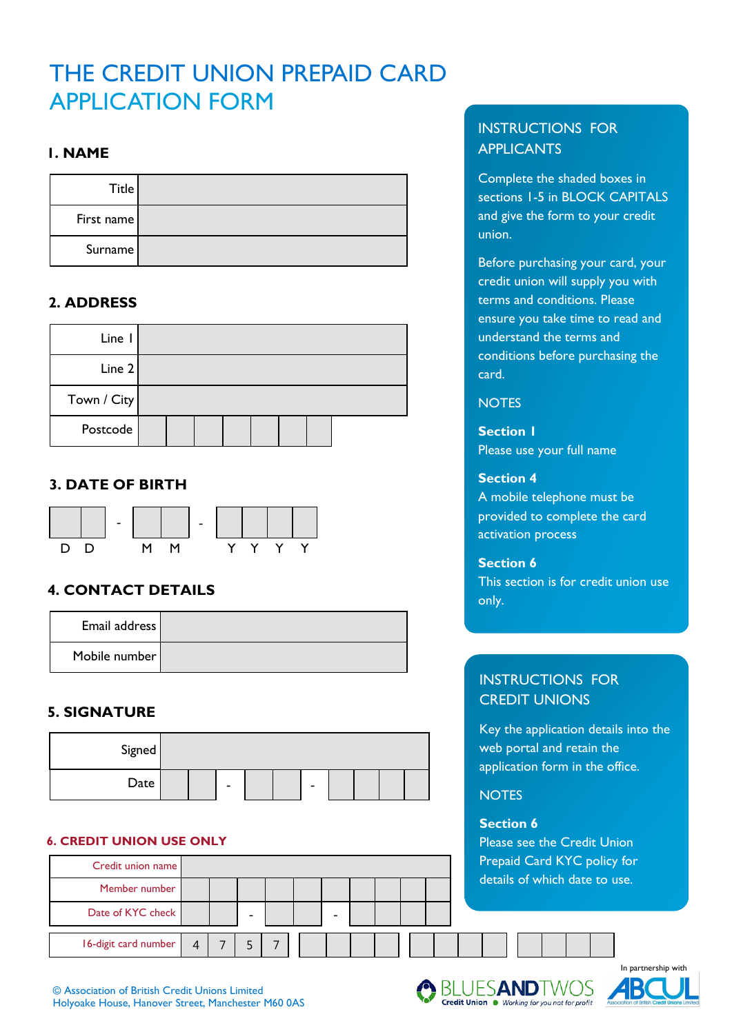# THE CREDIT UNION PREPAID CARD APPLICATION FORM

## 1. NAME

| | |
|---|---|
| Title | |
| First name | |
| Surname | |

## 2. ADDRESS

| | |
|---|---|
| Line 1 | |
| Line 2 | |
| Town / City | |
| Postcode | |

## 3. DATE OF BIRTH

D D - M M - Y Y Y Y

## 4. CONTACT DETAILS

| | |
|---|---|
| Email address | |
| Mobile number | |

## 5. SIGNATURE

| | |
|---|---|
| Signed | |
| Date | - - |

## 6. CREDIT UNION USE ONLY

| | |
|---|---|
| Credit union name | |
| Member number | |
| Date of KYC check | - - |
| 16-digit card number | 4 7 5 7 |

## INSTRUCTIONS FOR APPLICANTS

Complete the shaded boxes in sections 1-5 in BLOCK CAPITALS and give the form to your credit union.

Before purchasing your card, your credit union will supply you with terms and conditions. Please ensure you take time to read and understand the terms and conditions before purchasing the card.

NOTES

**Section 1**
Please use your full name

**Section 4**
A mobile telephone must be provided to complete the card activation process

**Section 6**
This section is for credit union use only.

## INSTRUCTIONS FOR CREDIT UNIONS

Key the application details into the web portal and retain the application form in the office.

NOTES

**Section 6**
Please see the Credit Union Prepaid Card KYC policy for details of which date to use.

© Association of British Credit Unions Limited
Holyoake House, Hanover Street, Manchester M60 0AS

BLUESANDTWOS Credit Union • Working for you not for profit

In partnership with ABCUL Association of British Credit Unions Limited